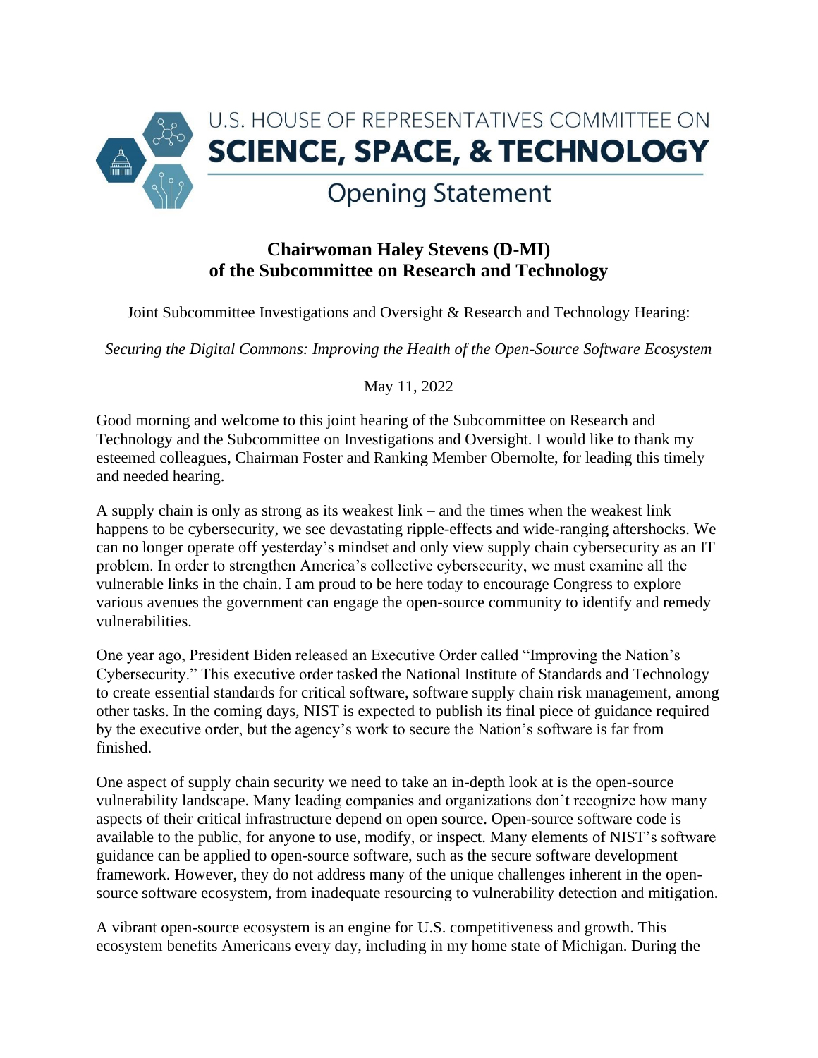# U.S. HOUSE OF REPRESENTATIVES COMMITTEE ON SCIENCE, SPACE, & TECHNOLOGY

## Opening Statement

### Chairwoman Haley Stevens (D-MI) of the Subcommittee on Research and Technology

Joint Subcommittee Investigations and Oversight & Research and Technology Hearing:

*Securing the Digital Commons: Improving the Health of the Open-Source Software Ecosystem*

May 11, 2022

Good morning and welcome to this joint hearing of the Subcommittee on Research and Technology and the Subcommittee on Investigations and Oversight. I would like to thank my esteemed colleagues, Chairman Foster and Ranking Member Obernolte, for leading this timely and needed hearing.

A supply chain is only as strong as its weakest link – and the times when the weakest link happens to be cybersecurity, we see devastating ripple-effects and wide-ranging aftershocks. We can no longer operate off yesterday's mindset and only view supply chain cybersecurity as an IT problem. In order to strengthen America's collective cybersecurity, we must examine all the vulnerable links in the chain. I am proud to be here today to encourage Congress to explore various avenues the government can engage the open-source community to identify and remedy vulnerabilities.

One year ago, President Biden released an Executive Order called "Improving the Nation's Cybersecurity." This executive order tasked the National Institute of Standards and Technology to create essential standards for critical software, software supply chain risk management, among other tasks. In the coming days, NIST is expected to publish its final piece of guidance required by the executive order, but the agency's work to secure the Nation's software is far from finished.

One aspect of supply chain security we need to take an in-depth look at is the open-source vulnerability landscape. Many leading companies and organizations don't recognize how many aspects of their critical infrastructure depend on open source. Open-source software code is available to the public, for anyone to use, modify, or inspect. Many elements of NIST's software guidance can be applied to open-source software, such as the secure software development framework. However, they do not address many of the unique challenges inherent in the open-source software ecosystem, from inadequate resourcing to vulnerability detection and mitigation.

A vibrant open-source ecosystem is an engine for U.S. competitiveness and growth. This ecosystem benefits Americans every day, including in my home state of Michigan. During the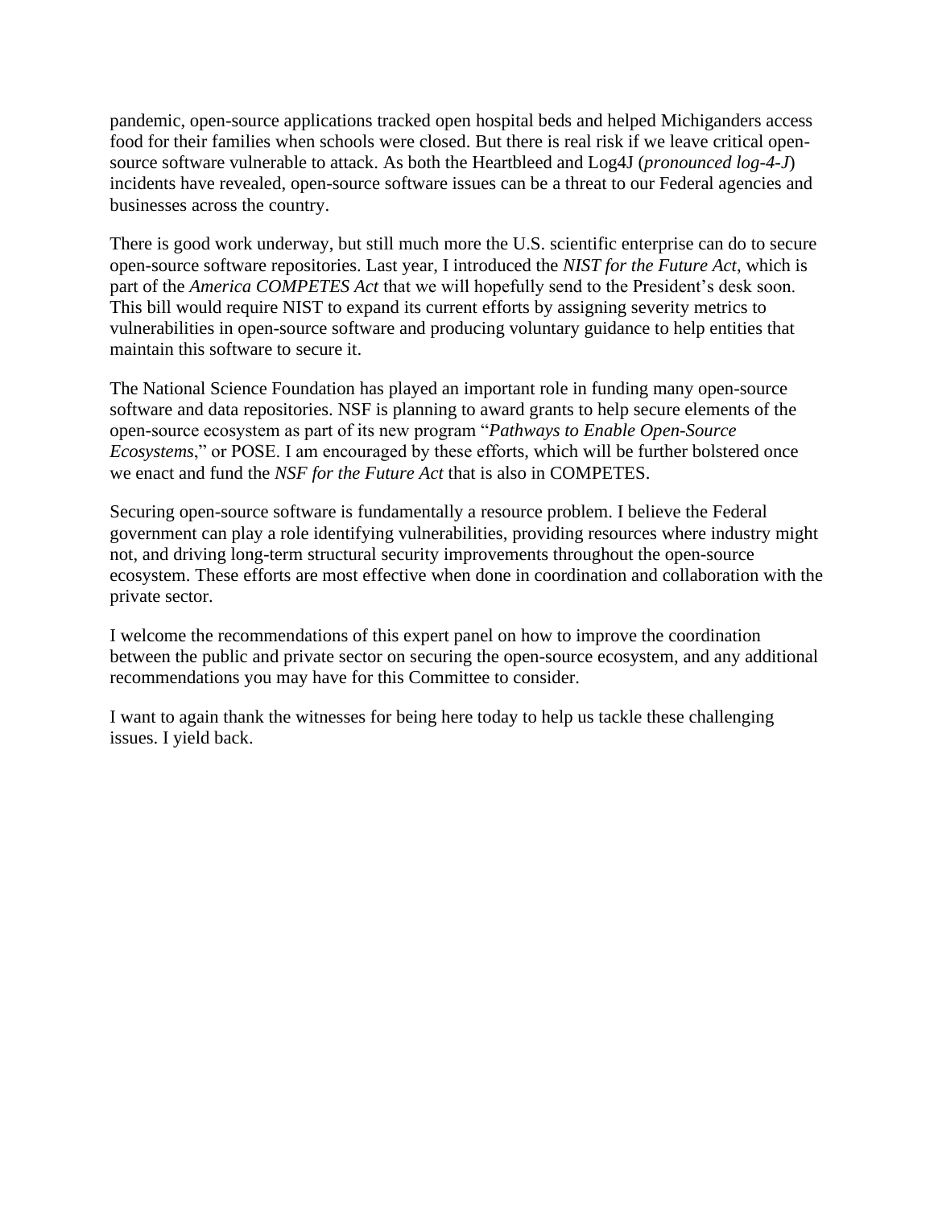pandemic, open-source applications tracked open hospital beds and helped Michiganders access food for their families when schools were closed. But there is real risk if we leave critical open-source software vulnerable to attack. As both the Heartbleed and Log4J (*pronounced log-4-J*) incidents have revealed, open-source software issues can be a threat to our Federal agencies and businesses across the country.

There is good work underway, but still much more the U.S. scientific enterprise can do to secure open-source software repositories. Last year, I introduced the *NIST for the Future Act*, which is part of the *America COMPETES Act* that we will hopefully send to the President's desk soon. This bill would require NIST to expand its current efforts by assigning severity metrics to vulnerabilities in open-source software and producing voluntary guidance to help entities that maintain this software to secure it.

The National Science Foundation has played an important role in funding many open-source software and data repositories. NSF is planning to award grants to help secure elements of the open-source ecosystem as part of its new program "*Pathways to Enable Open-Source Ecosystems*," or POSE. I am encouraged by these efforts, which will be further bolstered once we enact and fund the *NSF for the Future Act* that is also in COMPETES.

Securing open-source software is fundamentally a resource problem. I believe the Federal government can play a role identifying vulnerabilities, providing resources where industry might not, and driving long-term structural security improvements throughout the open-source ecosystem. These efforts are most effective when done in coordination and collaboration with the private sector.

I welcome the recommendations of this expert panel on how to improve the coordination between the public and private sector on securing the open-source ecosystem, and any additional recommendations you may have for this Committee to consider.

I want to again thank the witnesses for being here today to help us tackle these challenging issues. I yield back.